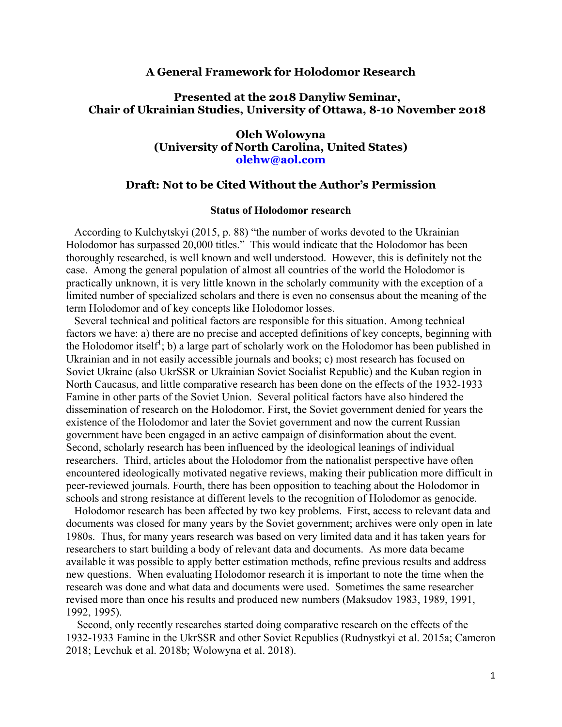# A General Framework for Holodomor Research

## Presented at the 2018 Danyliw Seminar, Chair of Ukrainian Studies, University of Ottawa, 8-10 November 2018

### Oleh Wolowyna (University of North Carolina, United States) olehw@aol.com

### Draft: Not to be Cited Without the Author's Permission

#### Status of Holodomor research

According to Kulchytskyi (2015, p. 88) "the number of works devoted to the Ukrainian Holodomor has surpassed 20,000 titles." This would indicate that the Holodomor has been thoroughly researched, is well known and well understood. However, this is definitely not the case. Among the general population of almost all countries of the world the Holodomor is practically unknown, it is very little known in the scholarly community with the exception of a limited number of specialized scholars and there is even no consensus about the meaning of the term Holodomor and of key concepts like Holodomor losses.

Several technical and political factors are responsible for this situation. Among technical factors we have: a) there are no precise and accepted definitions of key concepts, beginning with the Holodomor itself[1]; b) a large part of scholarly work on the Holodomor has been published in Ukrainian and in not easily accessible journals and books; c) most research has focused on Soviet Ukraine (also UkrSSR or Ukrainian Soviet Socialist Republic) and the Kuban region in North Caucasus, and little comparative research has been done on the effects of the 1932-1933 Famine in other parts of the Soviet Union. Several political factors have also hindered the dissemination of research on the Holodomor. First, the Soviet government denied for years the existence of the Holodomor and later the Soviet government and now the current Russian government have been engaged in an active campaign of disinformation about the event. Second, scholarly research has been influenced by the ideological leanings of individual researchers. Third, articles about the Holodomor from the nationalist perspective have often encountered ideologically motivated negative reviews, making their publication more difficult in peer-reviewed journals. Fourth, there has been opposition to teaching about the Holodomor in schools and strong resistance at different levels to the recognition of Holodomor as genocide.

Holodomor research has been affected by two key problems. First, access to relevant data and documents was closed for many years by the Soviet government; archives were only open in late 1980s. Thus, for many years research was based on very limited data and it has taken years for researchers to start building a body of relevant data and documents. As more data became available it was possible to apply better estimation methods, refine previous results and address new questions. When evaluating Holodomor research it is important to note the time when the research was done and what data and documents were used. Sometimes the same researcher revised more than once his results and produced new numbers (Maksudov 1983, 1989, 1991, 1992, 1995).

Second, only recently researches started doing comparative research on the effects of the 1932-1933 Famine in the UkrSSR and other Soviet Republics (Rudnystkyi et al. 2015a; Cameron 2018; Levchuk et al. 2018b; Wolowyna et al. 2018).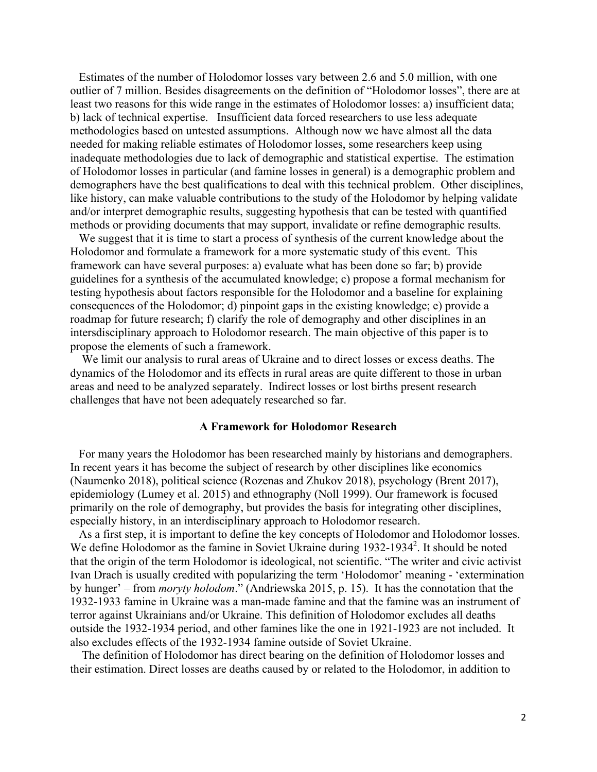Estimates of the number of Holodomor losses vary between 2.6 and 5.0 million, with one outlier of 7 million. Besides disagreements on the definition of "Holodomor losses", there are at least two reasons for this wide range in the estimates of Holodomor losses: a) insufficient data; b) lack of technical expertise. Insufficient data forced researchers to use less adequate methodologies based on untested assumptions. Although now we have almost all the data needed for making reliable estimates of Holodomor losses, some researchers keep using inadequate methodologies due to lack of demographic and statistical expertise. The estimation of Holodomor losses in particular (and famine losses in general) is a demographic problem and demographers have the best qualifications to deal with this technical problem. Other disciplines, like history, can make valuable contributions to the study of the Holodomor by helping validate and/or interpret demographic results, suggesting hypothesis that can be tested with quantified methods or providing documents that may support, invalidate or refine demographic results.

We suggest that it is time to start a process of synthesis of the current knowledge about the Holodomor and formulate a framework for a more systematic study of this event. This framework can have several purposes: a) evaluate what has been done so far; b) provide guidelines for a synthesis of the accumulated knowledge; c) propose a formal mechanism for testing hypothesis about factors responsible for the Holodomor and a baseline for explaining consequences of the Holodomor; d) pinpoint gaps in the existing knowledge; e) provide a roadmap for future research; f) clarify the role of demography and other disciplines in an intersdisciplinary approach to Holodomor research. The main objective of this paper is to propose the elements of such a framework.

We limit our analysis to rural areas of Ukraine and to direct losses or excess deaths. The dynamics of the Holodomor and its effects in rural areas are quite different to those in urban areas and need to be analyzed separately. Indirect losses or lost births present research challenges that have not been adequately researched so far.

## A Framework for Holodomor Research

For many years the Holodomor has been researched mainly by historians and demographers. In recent years it has become the subject of research by other disciplines like economics (Naumenko 2018), political science (Rozenas and Zhukov 2018), psychology (Brent 2017), epidemiology (Lumey et al. 2015) and ethnography (Noll 1999). Our framework is focused primarily on the role of demography, but provides the basis for integrating other disciplines, especially history, in an interdisciplinary approach to Holodomor research.

As a first step, it is important to define the key concepts of Holodomor and Holodomor losses. We define Holodomor as the famine in Soviet Ukraine during 1932-1934[2]. It should be noted that the origin of the term Holodomor is ideological, not scientific. "The writer and civic activist Ivan Drach is usually credited with popularizing the term 'Holodomor' meaning - 'extermination by hunger' – from *moryty holodom*." (Andriewska 2015, p. 15). It has the connotation that the 1932-1933 famine in Ukraine was a man-made famine and that the famine was an instrument of terror against Ukrainians and/or Ukraine. This definition of Holodomor excludes all deaths outside the 1932-1934 period, and other famines like the one in 1921-1923 are not included. It also excludes effects of the 1932-1934 famine outside of Soviet Ukraine.

The definition of Holodomor has direct bearing on the definition of Holodomor losses and their estimation. Direct losses are deaths caused by or related to the Holodomor, in addition to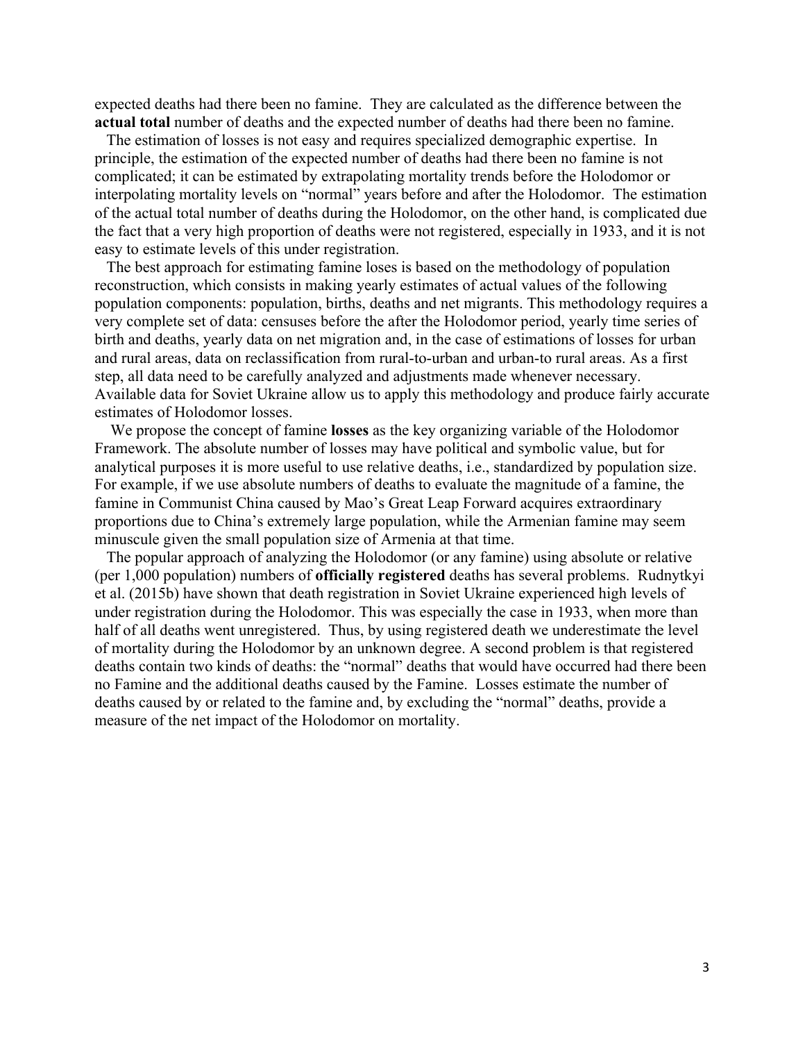expected deaths had there been no famine. They are calculated as the difference between the **actual total** number of deaths and the expected number of deaths had there been no famine.

The estimation of losses is not easy and requires specialized demographic expertise. In principle, the estimation of the expected number of deaths had there been no famine is not complicated; it can be estimated by extrapolating mortality trends before the Holodomor or interpolating mortality levels on "normal" years before and after the Holodomor. The estimation of the actual total number of deaths during the Holodomor, on the other hand, is complicated due the fact that a very high proportion of deaths were not registered, especially in 1933, and it is not easy to estimate levels of this under registration.

The best approach for estimating famine loses is based on the methodology of population reconstruction, which consists in making yearly estimates of actual values of the following population components: population, births, deaths and net migrants. This methodology requires a very complete set of data: censuses before the after the Holodomor period, yearly time series of birth and deaths, yearly data on net migration and, in the case of estimations of losses for urban and rural areas, data on reclassification from rural-to-urban and urban-to rural areas. As a first step, all data need to be carefully analyzed and adjustments made whenever necessary. Available data for Soviet Ukraine allow us to apply this methodology and produce fairly accurate estimates of Holodomor losses.

We propose the concept of famine **losses** as the key organizing variable of the Holodomor Framework. The absolute number of losses may have political and symbolic value, but for analytical purposes it is more useful to use relative deaths, i.e., standardized by population size. For example, if we use absolute numbers of deaths to evaluate the magnitude of a famine, the famine in Communist China caused by Mao's Great Leap Forward acquires extraordinary proportions due to China's extremely large population, while the Armenian famine may seem minuscule given the small population size of Armenia at that time.

The popular approach of analyzing the Holodomor (or any famine) using absolute or relative (per 1,000 population) numbers of **officially registered** deaths has several problems. Rudnytkyi et al. (2015b) have shown that death registration in Soviet Ukraine experienced high levels of under registration during the Holodomor. This was especially the case in 1933, when more than half of all deaths went unregistered. Thus, by using registered death we underestimate the level of mortality during the Holodomor by an unknown degree. A second problem is that registered deaths contain two kinds of deaths: the "normal" deaths that would have occurred had there been no Famine and the additional deaths caused by the Famine. Losses estimate the number of deaths caused by or related to the famine and, by excluding the "normal" deaths, provide a measure of the net impact of the Holodomor on mortality.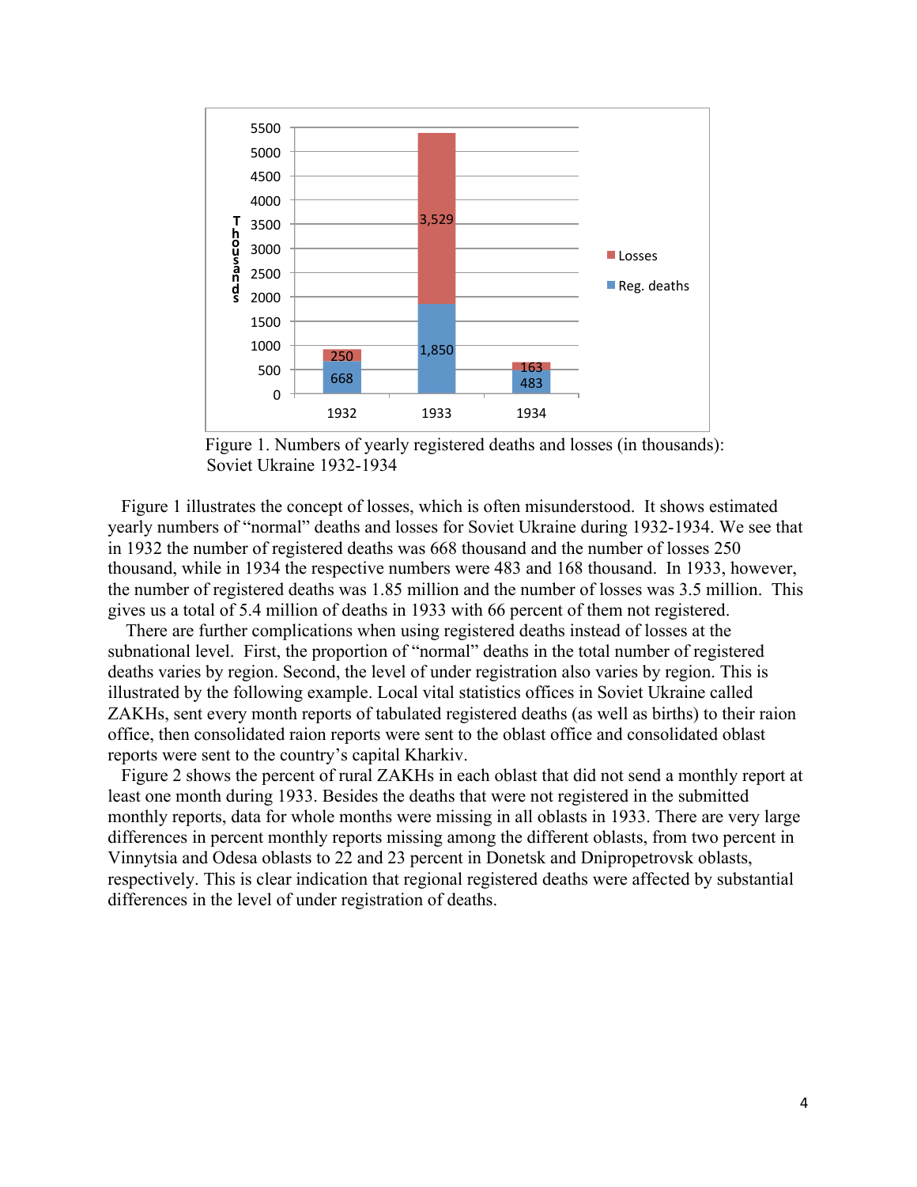Figure 1. Numbers of yearly registered deaths and losses (in thousands): Soviet Ukraine 1932-1934

Figure 1 illustrates the concept of losses, which is often misunderstood. It shows estimated yearly numbers of "normal" deaths and losses for Soviet Ukraine during 1932-1934. We see that in 1932 the number of registered deaths was 668 thousand and the number of losses 250 thousand, while in 1934 the respective numbers were 483 and 168 thousand. In 1933, however, the number of registered deaths was 1.85 million and the number of losses was 3.5 million. This gives us a total of 5.4 million of deaths in 1933 with 66 percent of them not registered.

There are further complications when using registered deaths instead of losses at the subnational level. First, the proportion of "normal" deaths in the total number of registered deaths varies by region. Second, the level of under registration also varies by region. This is illustrated by the following example. Local vital statistics offices in Soviet Ukraine called ZAKHs, sent every month reports of tabulated registered deaths (as well as births) to their raion office, then consolidated raion reports were sent to the oblast office and consolidated oblast reports were sent to the country's capital Kharkiv.

Figure 2 shows the percent of rural ZAKHs in each oblast that did not send a monthly report at least one month during 1933. Besides the deaths that were not registered in the submitted monthly reports, data for whole months were missing in all oblasts in 1933. There are very large differences in percent monthly reports missing among the different oblasts, from two percent in Vinnytsia and Odesa oblasts to 22 and 23 percent in Donetsk and Dnipropetrovsk oblasts, respectively. This is clear indication that regional registered deaths were affected by substantial differences in the level of under registration of deaths.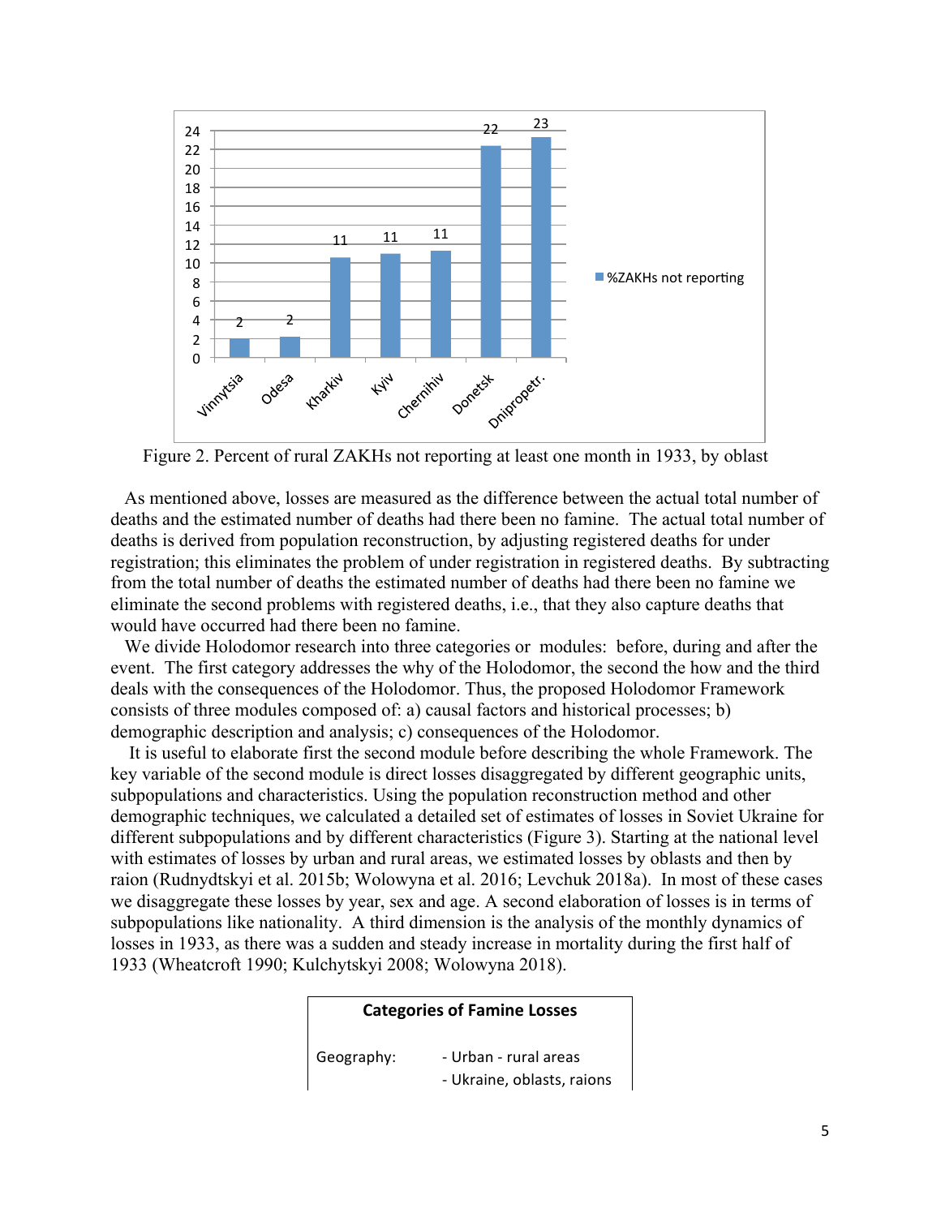Figure 2. Percent of rural ZAKHs not reporting at least one month in 1933, by oblast

As mentioned above, losses are measured as the difference between the actual total number of deaths and the estimated number of deaths had there been no famine. The actual total number of deaths is derived from population reconstruction, by adjusting registered deaths for under registration; this eliminates the problem of under registration in registered deaths. By subtracting from the total number of deaths the estimated number of deaths had there been no famine we eliminate the second problems with registered deaths, i.e., that they also capture deaths that would have occurred had there been no famine.

We divide Holodomor research into three categories or modules: before, during and after the event. The first category addresses the why of the Holodomor, the second the how and the third deals with the consequences of the Holodomor. Thus, the proposed Holodomor Framework consists of three modules composed of: a) causal factors and historical processes; b) demographic description and analysis; c) consequences of the Holodomor.

It is useful to elaborate first the second module before describing the whole Framework. The key variable of the second module is direct losses disaggregated by different geographic units, subpopulations and characteristics. Using the population reconstruction method and other demographic techniques, we calculated a detailed set of estimates of losses in Soviet Ukraine for different subpopulations and by different characteristics (Figure 3). Starting at the national level with estimates of losses by urban and rural areas, we estimated losses by oblasts and then by raion (Rudnydtskyi et al. 2015b; Wolowyna et al. 2016; Levchuk 2018a). In most of these cases we disaggregate these losses by year, sex and age. A second elaboration of losses is in terms of subpopulations like nationality. A third dimension is the analysis of the monthly dynamics of losses in 1933, as there was a sudden and steady increase in mortality during the first half of 1933 (Wheatcroft 1990; Kulchytskyi 2008; Wolowyna 2018).

| **Categories of Famine Losses** | |
|---|---|
| Geography: | - Urban - rural areas |
| | - Ukraine, oblasts, raions |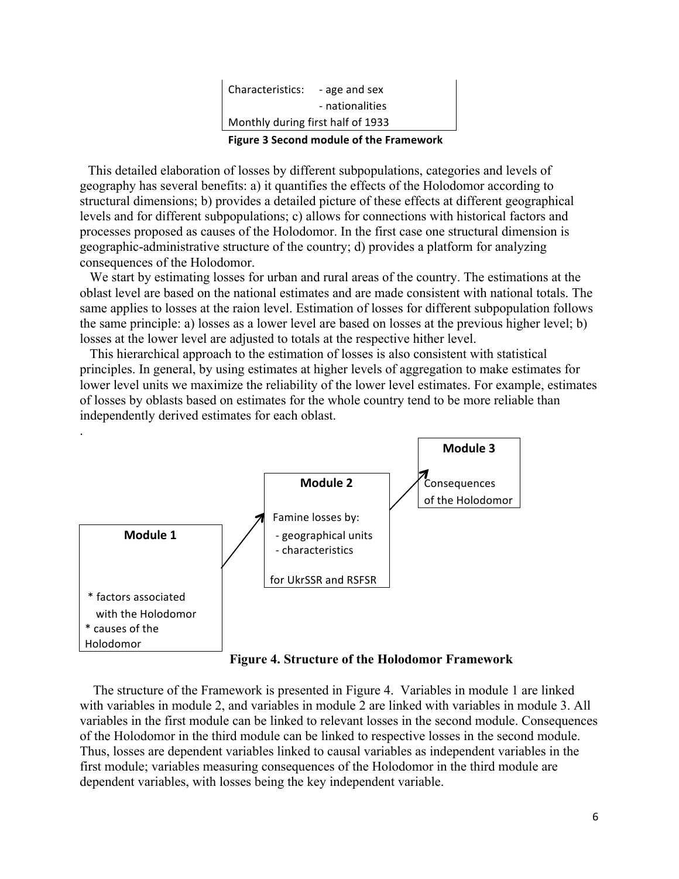Characteristics: - age and sex

- nationalities

Monthly during first half of 1933

**Figure 3 Second module of the Framework**

This detailed elaboration of losses by different subpopulations, categories and levels of geography has several benefits: a) it quantifies the effects of the Holodomor according to structural dimensions; b) provides a detailed picture of these effects at different geographical levels and for different subpopulations; c) allows for connections with historical factors and processes proposed as causes of the Holodomor. In the first case one structural dimension is geographic-administrative structure of the country; d) provides a platform for analyzing consequences of the Holodomor.

We start by estimating losses for urban and rural areas of the country. The estimations at the oblast level are based on the national estimates and are made consistent with national totals. The same applies to losses at the raion level. Estimation of losses for different subpopulation follows the same principle: a) losses as a lower level are based on losses at the previous higher level; b) losses at the lower level are adjusted to totals at the respective hither level.

This hierarchical approach to the estimation of losses is also consistent with statistical principles. In general, by using estimates at higher levels of aggregation to make estimates for lower level units we maximize the reliability of the lower level estimates. For example, estimates of losses by oblasts based on estimates for the whole country tend to be more reliable than independently derived estimates for each oblast.

.

**Module 1**

* factors associated with the Holodomor
* causes of the Holodomor

**Module 2**

Famine losses by:
- geographical units
- characteristics

for UkrSSR and RSFSR

**Module 3**

Consequences of the Holodomor

**Figure 4. Structure of the Holodomor Framework**

The structure of the Framework is presented in Figure 4. Variables in module 1 are linked with variables in module 2, and variables in module 2 are linked with variables in module 3. All variables in the first module can be linked to relevant losses in the second module. Consequences of the Holodomor in the third module can be linked to respective losses in the second module. Thus, losses are dependent variables linked to causal variables as independent variables in the first module; variables measuring consequences of the Holodomor in the third module are dependent variables, with losses being the key independent variable.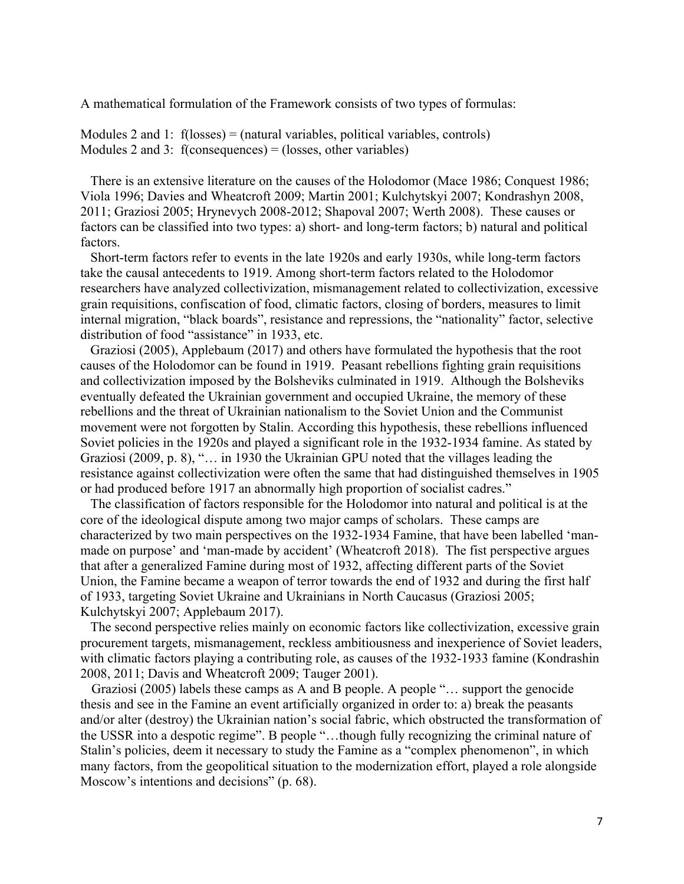A mathematical formulation of the Framework consists of two types of formulas:

Modules 2 and 1: f(losses) = (natural variables, political variables, controls)
Modules 2 and 3: f(consequences) = (losses, other variables)

There is an extensive literature on the causes of the Holodomor (Mace 1986; Conquest 1986; Viola 1996; Davies and Wheatcroft 2009; Martin 2001; Kulchytskyi 2007; Kondrashyn 2008, 2011; Graziosi 2005; Hrynevych 2008-2012; Shapoval 2007; Werth 2008). These causes or factors can be classified into two types: a) short- and long-term factors; b) natural and political factors.

Short-term factors refer to events in the late 1920s and early 1930s, while long-term factors take the causal antecedents to 1919. Among short-term factors related to the Holodomor researchers have analyzed collectivization, mismanagement related to collectivization, excessive grain requisitions, confiscation of food, climatic factors, closing of borders, measures to limit internal migration, "black boards", resistance and repressions, the "nationality" factor, selective distribution of food "assistance" in 1933, etc.

Graziosi (2005), Applebaum (2017) and others have formulated the hypothesis that the root causes of the Holodomor can be found in 1919. Peasant rebellions fighting grain requisitions and collectivization imposed by the Bolsheviks culminated in 1919. Although the Bolsheviks eventually defeated the Ukrainian government and occupied Ukraine, the memory of these rebellions and the threat of Ukrainian nationalism to the Soviet Union and the Communist movement were not forgotten by Stalin. According this hypothesis, these rebellions influenced Soviet policies in the 1920s and played a significant role in the 1932-1934 famine. As stated by Graziosi (2009, p. 8), "… in 1930 the Ukrainian GPU noted that the villages leading the resistance against collectivization were often the same that had distinguished themselves in 1905 or had produced before 1917 an abnormally high proportion of socialist cadres."

The classification of factors responsible for the Holodomor into natural and political is at the core of the ideological dispute among two major camps of scholars. These camps are characterized by two main perspectives on the 1932-1934 Famine, that have been labelled 'man-made on purpose' and 'man-made by accident' (Wheatcroft 2018). The fist perspective argues that after a generalized Famine during most of 1932, affecting different parts of the Soviet Union, the Famine became a weapon of terror towards the end of 1932 and during the first half of 1933, targeting Soviet Ukraine and Ukrainians in North Caucasus (Graziosi 2005; Kulchytskyi 2007; Applebaum 2017).

The second perspective relies mainly on economic factors like collectivization, excessive grain procurement targets, mismanagement, reckless ambitiousness and inexperience of Soviet leaders, with climatic factors playing a contributing role, as causes of the 1932-1933 famine (Kondrashin 2008, 2011; Davis and Wheatcroft 2009; Tauger 2001).

Graziosi (2005) labels these camps as A and B people. A people "… support the genocide thesis and see in the Famine an event artificially organized in order to: a) break the peasants and/or alter (destroy) the Ukrainian nation's social fabric, which obstructed the transformation of the USSR into a despotic regime". B people "…though fully recognizing the criminal nature of Stalin's policies, deem it necessary to study the Famine as a "complex phenomenon", in which many factors, from the geopolitical situation to the modernization effort, played a role alongside Moscow's intentions and decisions" (p. 68).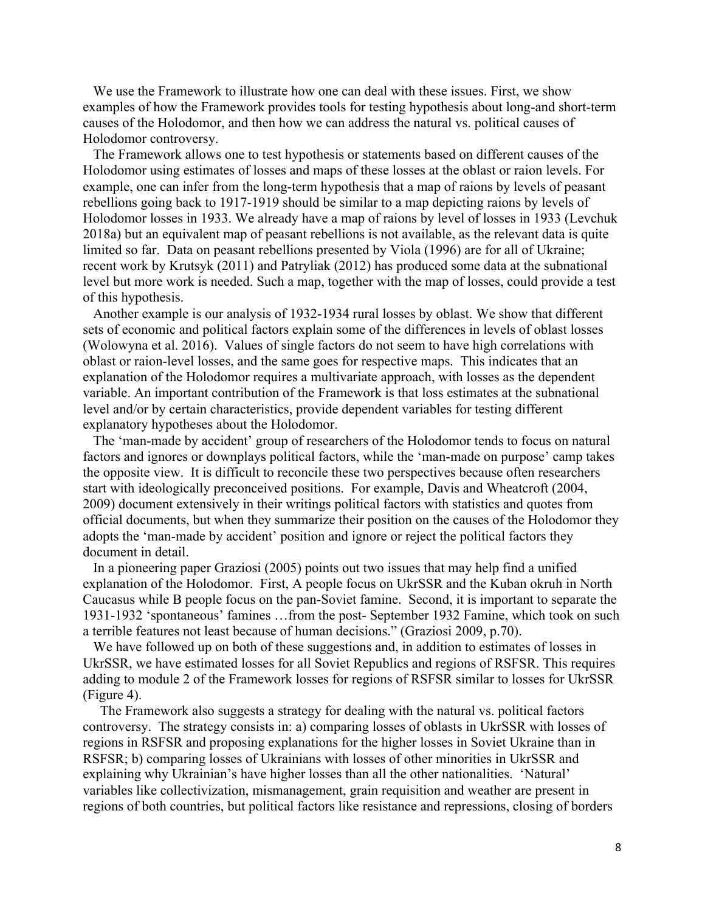We use the Framework to illustrate how one can deal with these issues. First, we show examples of how the Framework provides tools for testing hypothesis about long-and short-term causes of the Holodomor, and then how we can address the natural vs. political causes of Holodomor controversy.

The Framework allows one to test hypothesis or statements based on different causes of the Holodomor using estimates of losses and maps of these losses at the oblast or raion levels. For example, one can infer from the long-term hypothesis that a map of raions by levels of peasant rebellions going back to 1917-1919 should be similar to a map depicting raions by levels of Holodomor losses in 1933. We already have a map of raions by level of losses in 1933 (Levchuk 2018a) but an equivalent map of peasant rebellions is not available, as the relevant data is quite limited so far. Data on peasant rebellions presented by Viola (1996) are for all of Ukraine; recent work by Krutsyk (2011) and Patryliak (2012) has produced some data at the subnational level but more work is needed. Such a map, together with the map of losses, could provide a test of this hypothesis.

Another example is our analysis of 1932-1934 rural losses by oblast. We show that different sets of economic and political factors explain some of the differences in levels of oblast losses (Wolowyna et al. 2016). Values of single factors do not seem to have high correlations with oblast or raion-level losses, and the same goes for respective maps. This indicates that an explanation of the Holodomor requires a multivariate approach, with losses as the dependent variable. An important contribution of the Framework is that loss estimates at the subnational level and/or by certain characteristics, provide dependent variables for testing different explanatory hypotheses about the Holodomor.

The 'man-made by accident' group of researchers of the Holodomor tends to focus on natural factors and ignores or downplays political factors, while the 'man-made on purpose' camp takes the opposite view. It is difficult to reconcile these two perspectives because often researchers start with ideologically preconceived positions. For example, Davis and Wheatcroft (2004, 2009) document extensively in their writings political factors with statistics and quotes from official documents, but when they summarize their position on the causes of the Holodomor they adopts the 'man-made by accident' position and ignore or reject the political factors they document in detail.

In a pioneering paper Graziosi (2005) points out two issues that may help find a unified explanation of the Holodomor. First, A people focus on UkrSSR and the Kuban okruh in North Caucasus while B people focus on the pan-Soviet famine. Second, it is important to separate the 1931-1932 'spontaneous' famines …from the post- September 1932 Famine, which took on such a terrible features not least because of human decisions." (Graziosi 2009, p.70).

We have followed up on both of these suggestions and, in addition to estimates of losses in UkrSSR, we have estimated losses for all Soviet Republics and regions of RSFSR. This requires adding to module 2 of the Framework losses for regions of RSFSR similar to losses for UkrSSR (Figure 4).

The Framework also suggests a strategy for dealing with the natural vs. political factors controversy. The strategy consists in: a) comparing losses of oblasts in UkrSSR with losses of regions in RSFSR and proposing explanations for the higher losses in Soviet Ukraine than in RSFSR; b) comparing losses of Ukrainians with losses of other minorities in UkrSSR and explaining why Ukrainian's have higher losses than all the other nationalities. 'Natural' variables like collectivization, mismanagement, grain requisition and weather are present in regions of both countries, but political factors like resistance and repressions, closing of borders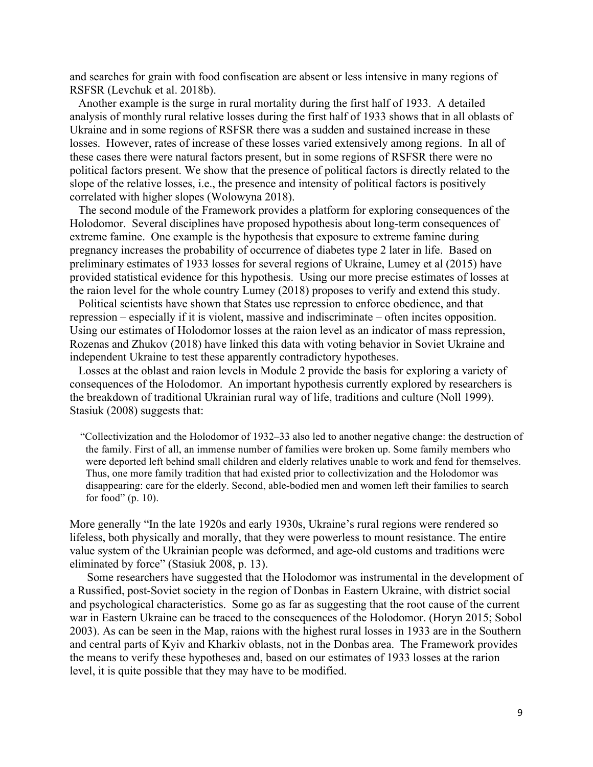and searches for grain with food confiscation are absent or less intensive in many regions of RSFSR (Levchuk et al. 2018b).

Another example is the surge in rural mortality during the first half of 1933. A detailed analysis of monthly rural relative losses during the first half of 1933 shows that in all oblasts of Ukraine and in some regions of RSFSR there was a sudden and sustained increase in these losses. However, rates of increase of these losses varied extensively among regions. In all of these cases there were natural factors present, but in some regions of RSFSR there were no political factors present. We show that the presence of political factors is directly related to the slope of the relative losses, i.e., the presence and intensity of political factors is positively correlated with higher slopes (Wolowyna 2018).

The second module of the Framework provides a platform for exploring consequences of the Holodomor. Several disciplines have proposed hypothesis about long-term consequences of extreme famine. One example is the hypothesis that exposure to extreme famine during pregnancy increases the probability of occurrence of diabetes type 2 later in life. Based on preliminary estimates of 1933 losses for several regions of Ukraine, Lumey et al (2015) have provided statistical evidence for this hypothesis. Using our more precise estimates of losses at the raion level for the whole country Lumey (2018) proposes to verify and extend this study.

Political scientists have shown that States use repression to enforce obedience, and that repression – especially if it is violent, massive and indiscriminate – often incites opposition. Using our estimates of Holodomor losses at the raion level as an indicator of mass repression, Rozenas and Zhukov (2018) have linked this data with voting behavior in Soviet Ukraine and independent Ukraine to test these apparently contradictory hypotheses.

Losses at the oblast and raion levels in Module 2 provide the basis for exploring a variety of consequences of the Holodomor. An important hypothesis currently explored by researchers is the breakdown of traditional Ukrainian rural way of life, traditions and culture (Noll 1999). Stasiuk (2008) suggests that:

> "Collectivization and the Holodomor of 1932–33 also led to another negative change: the destruction of the family. First of all, an immense number of families were broken up. Some family members who were deported left behind small children and elderly relatives unable to work and fend for themselves. Thus, one more family tradition that had existed prior to collectivization and the Holodomor was disappearing: care for the elderly. Second, able-bodied men and women left their families to search for food" (p. 10).

More generally "In the late 1920s and early 1930s, Ukraine's rural regions were rendered so lifeless, both physically and morally, that they were powerless to mount resistance. The entire value system of the Ukrainian people was deformed, and age-old customs and traditions were eliminated by force" (Stasiuk 2008, p. 13).

Some researchers have suggested that the Holodomor was instrumental in the development of a Russified, post-Soviet society in the region of Donbas in Eastern Ukraine, with district social and psychological characteristics. Some go as far as suggesting that the root cause of the current war in Eastern Ukraine can be traced to the consequences of the Holodomor. (Horyn 2015; Sobol 2003). As can be seen in the Map, raions with the highest rural losses in 1933 are in the Southern and central parts of Kyiv and Kharkiv oblasts, not in the Donbas area. The Framework provides the means to verify these hypotheses and, based on our estimates of 1933 losses at the rarion level, it is quite possible that they may have to be modified.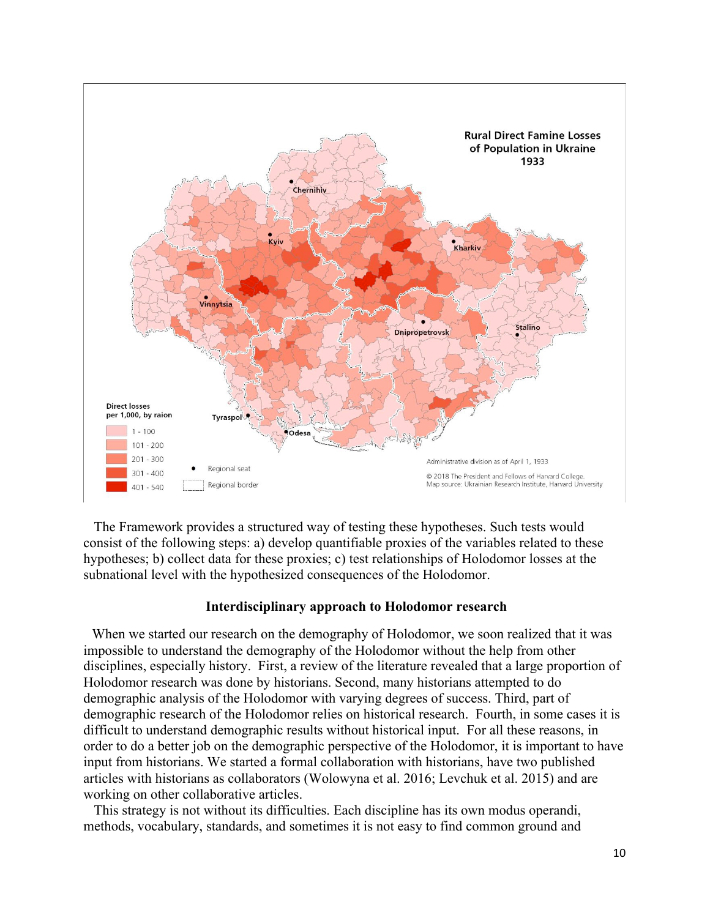The Framework provides a structured way of testing these hypotheses. Such tests would consist of the following steps: a) develop quantifiable proxies of the variables related to these hypotheses; b) collect data for these proxies; c) test relationships of Holodomor losses at the subnational level with the hypothesized consequences of the Holodomor.

### Interdisciplinary approach to Holodomor research

When we started our research on the demography of Holodomor, we soon realized that it was impossible to understand the demography of the Holodomor without the help from other disciplines, especially history. First, a review of the literature revealed that a large proportion of Holodomor research was done by historians. Second, many historians attempted to do demographic analysis of the Holodomor with varying degrees of success. Third, part of demographic research of the Holodomor relies on historical research. Fourth, in some cases it is difficult to understand demographic results without historical input. For all these reasons, in order to do a better job on the demographic perspective of the Holodomor, it is important to have input from historians. We started a formal collaboration with historians, have two published articles with historians as collaborators (Wolowyna et al. 2016; Levchuk et al. 2015) and are working on other collaborative articles.

This strategy is not without its difficulties. Each discipline has its own modus operandi, methods, vocabulary, standards, and sometimes it is not easy to find common ground and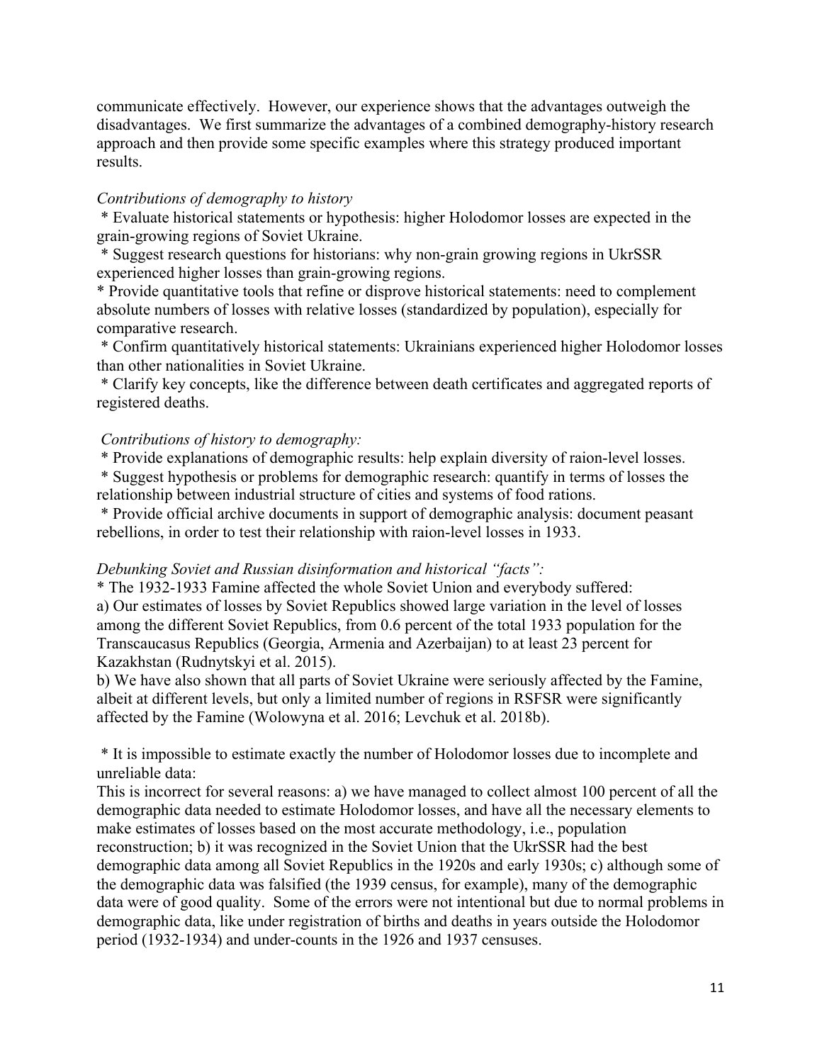communicate effectively. However, our experience shows that the advantages outweigh the disadvantages. We first summarize the advantages of a combined demography-history research approach and then provide some specific examples where this strategy produced important results.

*Contributions of demography to history*

* Evaluate historical statements or hypothesis: higher Holodomor losses are expected in the grain-growing regions of Soviet Ukraine.
* Suggest research questions for historians: why non-grain growing regions in UkrSSR experienced higher losses than grain-growing regions.
* Provide quantitative tools that refine or disprove historical statements: need to complement absolute numbers of losses with relative losses (standardized by population), especially for comparative research.
* Confirm quantitatively historical statements: Ukrainians experienced higher Holodomor losses than other nationalities in Soviet Ukraine.
* Clarify key concepts, like the difference between death certificates and aggregated reports of registered deaths.

*Contributions of history to demography:*

* Provide explanations of demographic results: help explain diversity of raion-level losses.
* Suggest hypothesis or problems for demographic research: quantify in terms of losses the relationship between industrial structure of cities and systems of food rations.
* Provide official archive documents in support of demographic analysis: document peasant rebellions, in order to test their relationship with raion-level losses in 1933.

*Debunking Soviet and Russian disinformation and historical "facts":*

* The 1932-1933 Famine affected the whole Soviet Union and everybody suffered:

a) Our estimates of losses by Soviet Republics showed large variation in the level of losses among the different Soviet Republics, from 0.6 percent of the total 1933 population for the Transcaucasus Republics (Georgia, Armenia and Azerbaijan) to at least 23 percent for Kazakhstan (Rudnytskyi et al. 2015).

b) We have also shown that all parts of Soviet Ukraine were seriously affected by the Famine, albeit at different levels, but only a limited number of regions in RSFSR were significantly affected by the Famine (Wolowyna et al. 2016; Levchuk et al. 2018b).

* It is impossible to estimate exactly the number of Holodomor losses due to incomplete and unreliable data:

This is incorrect for several reasons: a) we have managed to collect almost 100 percent of all the demographic data needed to estimate Holodomor losses, and have all the necessary elements to make estimates of losses based on the most accurate methodology, i.e., population reconstruction; b) it was recognized in the Soviet Union that the UkrSSR had the best demographic data among all Soviet Republics in the 1920s and early 1930s; c) although some of the demographic data was falsified (the 1939 census, for example), many of the demographic data were of good quality. Some of the errors were not intentional but due to normal problems in demographic data, like under registration of births and deaths in years outside the Holodomor period (1932-1934) and under-counts in the 1926 and 1937 censuses.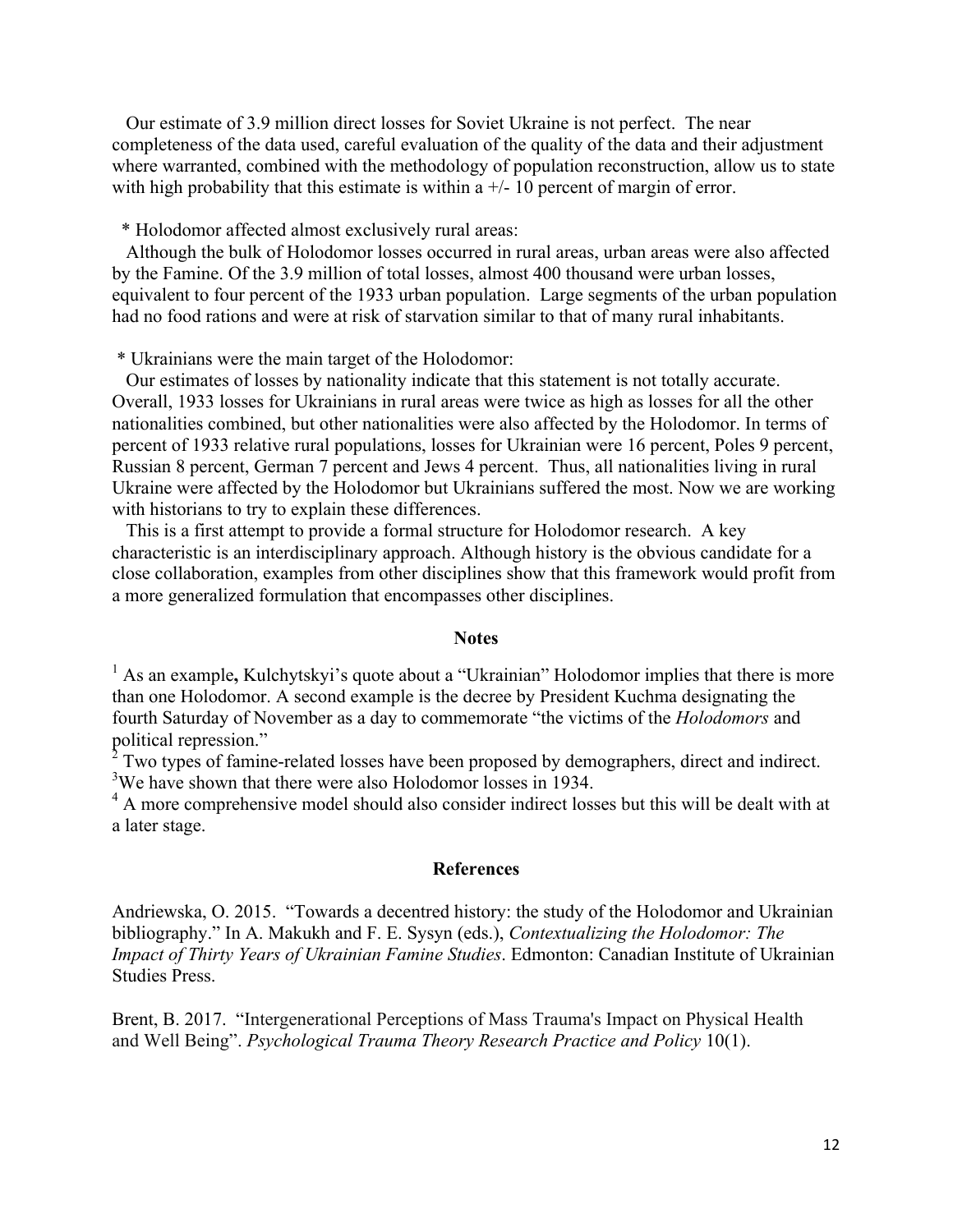Our estimate of 3.9 million direct losses for Soviet Ukraine is not perfect. The near completeness of the data used, careful evaluation of the quality of the data and their adjustment where warranted, combined with the methodology of population reconstruction, allow us to state with high probability that this estimate is within a +/- 10 percent of margin of error.

\* Holodomor affected almost exclusively rural areas:

Although the bulk of Holodomor losses occurred in rural areas, urban areas were also affected by the Famine. Of the 3.9 million of total losses, almost 400 thousand were urban losses, equivalent to four percent of the 1933 urban population. Large segments of the urban population had no food rations and were at risk of starvation similar to that of many rural inhabitants.

\* Ukrainians were the main target of the Holodomor:

Our estimates of losses by nationality indicate that this statement is not totally accurate. Overall, 1933 losses for Ukrainians in rural areas were twice as high as losses for all the other nationalities combined, but other nationalities were also affected by the Holodomor. In terms of percent of 1933 relative rural populations, losses for Ukrainian were 16 percent, Poles 9 percent, Russian 8 percent, German 7 percent and Jews 4 percent. Thus, all nationalities living in rural Ukraine were affected by the Holodomor but Ukrainians suffered the most. Now we are working with historians to try to explain these differences.

This is a first attempt to provide a formal structure for Holodomor research. A key characteristic is an interdisciplinary approach. Although history is the obvious candidate for a close collaboration, examples from other disciplines show that this framework would profit from a more generalized formulation that encompasses other disciplines.

## Notes

[1] As an example**,** Kulchytskyi's quote about a "Ukrainian" Holodomor implies that there is more than one Holodomor. A second example is the decree by President Kuchma designating the fourth Saturday of November as a day to commemorate "the victims of the *Holodomors* and political repression."

[2] Two types of famine-related losses have been proposed by demographers, direct and indirect.

[3] We have shown that there were also Holodomor losses in 1934.

[4] A more comprehensive model should also consider indirect losses but this will be dealt with at a later stage.

## References

Andriewska, O. 2015. "Towards a decentred history: the study of the Holodomor and Ukrainian bibliography." In A. Makukh and F. E. Sysyn (eds.), *Contextualizing the Holodomor: The Impact of Thirty Years of Ukrainian Famine Studies*. Edmonton: Canadian Institute of Ukrainian Studies Press.

Brent, B. 2017. "Intergenerational Perceptions of Mass Trauma's Impact on Physical Health and Well Being". *Psychological Trauma Theory Research Practice and Policy* 10(1).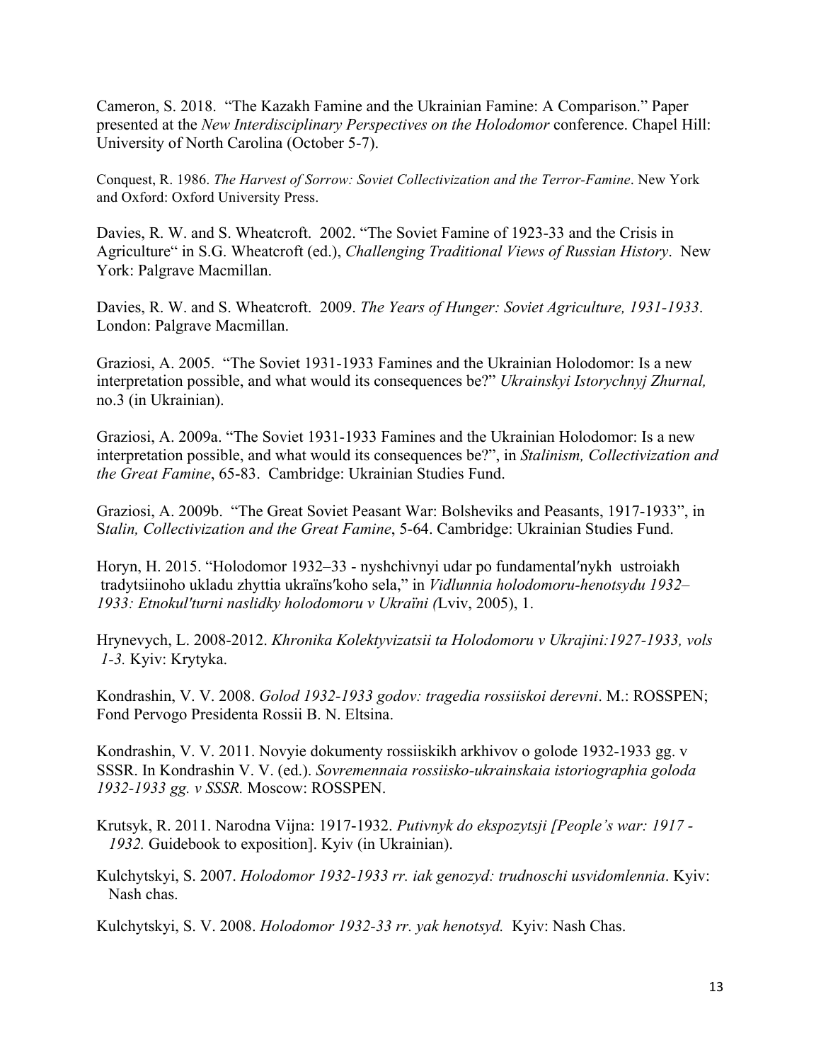Cameron, S. 2018. "The Kazakh Famine and the Ukrainian Famine: A Comparison." Paper presented at the *New Interdisciplinary Perspectives on the Holodomor* conference. Chapel Hill: University of North Carolina (October 5-7).

Conquest, R. 1986. *The Harvest of Sorrow: Soviet Collectivization and the Terror-Famine*. New York and Oxford: Oxford University Press.

Davies, R. W. and S. Wheatcroft. 2002. "The Soviet Famine of 1923-33 and the Crisis in Agriculture" in S.G. Wheatcroft (ed.), *Challenging Traditional Views of Russian History*. New York: Palgrave Macmillan.

Davies, R. W. and S. Wheatcroft. 2009. *The Years of Hunger: Soviet Agriculture, 1931-1933*. London: Palgrave Macmillan.

Graziosi, A. 2005. "The Soviet 1931-1933 Famines and the Ukrainian Holodomor: Is a new interpretation possible, and what would its consequences be?" *Ukrainskyi Istorychnyj Zhurnal,* no.3 (in Ukrainian).

Graziosi, A. 2009a. "The Soviet 1931-1933 Famines and the Ukrainian Holodomor: Is a new interpretation possible, and what would its consequences be?", in *Stalinism, Collectivization and the Great Famine*, 65-83. Cambridge: Ukrainian Studies Fund.

Graziosi, A. 2009b. "The Great Soviet Peasant War: Bolsheviks and Peasants, 1917-1933", in S*talin, Collectivization and the Great Famine*, 5-64. Cambridge: Ukrainian Studies Fund.

Horyn, H. 2015. "Holodomor 1932–33 - nyshchivnyi udar po fundamental′nykh ustroiakh tradytsiinoho ukladu zhyttia ukraïns′koho sela," in *Vidlunnia holodomoru-henotsydu 1932–1933: Etnokul'turni naslidky holodomoru v Ukraïni (*Lviv, 2005), 1.

Hrynevych, L. 2008-2012. *Khronika Kolektyvizatsii ta Holodomoru v Ukrajini:1927-1933, vols 1-3.* Kyiv: Krytyka.

Kondrashin, V. V. 2008. *Golod 1932-1933 godov: tragedia rossiiskoi derevni*. M.: ROSSPEN; Fond Pervogo Presidenta Rossii B. N. Eltsina.

Kondrashin, V. V. 2011. Novyie dokumenty rossiiskikh arkhivov o golode 1932-1933 gg. v SSSR. In Kondrashin V. V. (ed.). *Sovremennaia rossiisko-ukrainskaia istoriographia goloda 1932-1933 gg. v SSSR.* Moscow: ROSSPEN.

Krutsyk, R. 2011. Narodna Vijna: 1917-1932. *Putivnyk do ekspozytsji [People's war: 1917 - 1932.* Guidebook to exposition]. Kyiv (in Ukrainian).

Kulchytskyi, S. 2007. *Holodomor 1932-1933 rr. iak genozyd: trudnoschi usvidomlennia*. Kyiv: Nash chas.

Kulchytskyi, S. V. 2008. *Holodomor 1932-33 rr. yak henotsyd.* Kyiv: Nash Chas.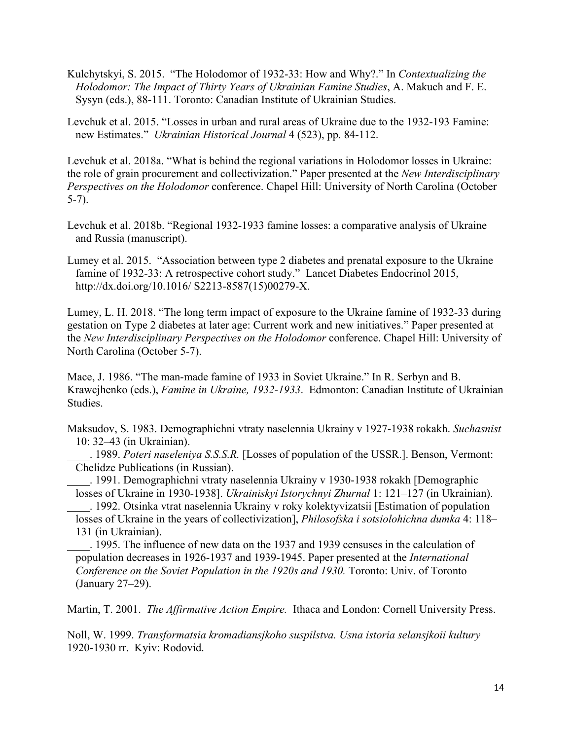Kulchytskyi, S. 2015. "The Holodomor of 1932-33: How and Why?." In *Contextualizing the Holodomor: The Impact of Thirty Years of Ukrainian Famine Studies*, A. Makuch and F. E. Sysyn (eds.), 88-111. Toronto: Canadian Institute of Ukrainian Studies.

Levchuk et al. 2015. "Losses in urban and rural areas of Ukraine due to the 1932-193 Famine: new Estimates." *Ukrainian Historical Journal* 4 (523), pp. 84-112.

Levchuk et al. 2018a. "What is behind the regional variations in Holodomor losses in Ukraine: the role of grain procurement and collectivization." Paper presented at the *New Interdisciplinary Perspectives on the Holodomor* conference. Chapel Hill: University of North Carolina (October 5-7).

Levchuk et al. 2018b. "Regional 1932-1933 famine losses: a comparative analysis of Ukraine and Russia (manuscript).

Lumey et al. 2015. "Association between type 2 diabetes and prenatal exposure to the Ukraine famine of 1932-33: A retrospective cohort study." Lancet Diabetes Endocrinol 2015, http://dx.doi.org/10.1016/ S2213-8587(15)00279-X.

Lumey, L. H. 2018. "The long term impact of exposure to the Ukraine famine of 1932-33 during gestation on Type 2 diabetes at later age: Current work and new initiatives." Paper presented at the *New Interdisciplinary Perspectives on the Holodomor* conference. Chapel Hill: University of North Carolina (October 5-7).

Mace, J. 1986. "The man-made famine of 1933 in Soviet Ukraine." In R. Serbyn and B. Krawcjhenko (eds.), *Famine in Ukraine, 1932-1933*. Edmonton: Canadian Institute of Ukrainian Studies.

Maksudov, S. 1983. Demographichni vtraty naselennia Ukrainy v 1927-1938 rokakh. *Suchasnist* 10: 32–43 (in Ukrainian).

____. 1989. *Poteri naseleniya S.S.S.R.* [Losses of population of the USSR.]. Benson, Vermont: Chelidze Publications (in Russian).

____. 1991. Demographichni vtraty naselennia Ukrainy v 1930-1938 rokakh [Demographic losses of Ukraine in 1930-1938]. *Ukrainiskyi Istorychnyi Zhurnal* 1: 121–127 (in Ukrainian).

____. 1992. Otsinka vtrat naselennia Ukrainy v roky kolektyvizatsii [Estimation of population losses of Ukraine in the years of collectivization], *Philosofska i sotsiolohichna dumka* 4: 118–131 (in Ukrainian).

____. 1995. The influence of new data on the 1937 and 1939 censuses in the calculation of population decreases in 1926-1937 and 1939-1945. Paper presented at the *International Conference on the Soviet Population in the 1920s and 1930.* Toronto: Univ. of Toronto (January 27–29).

Martin, T. 2001. *The Affirmative Action Empire.* Ithaca and London: Cornell University Press.

Noll, W. 1999. *Transformatsia kromadiansjkoho suspilstva. Usna istoria selansjkoii kultury* 1920-1930 rr. Kyiv: Rodovid.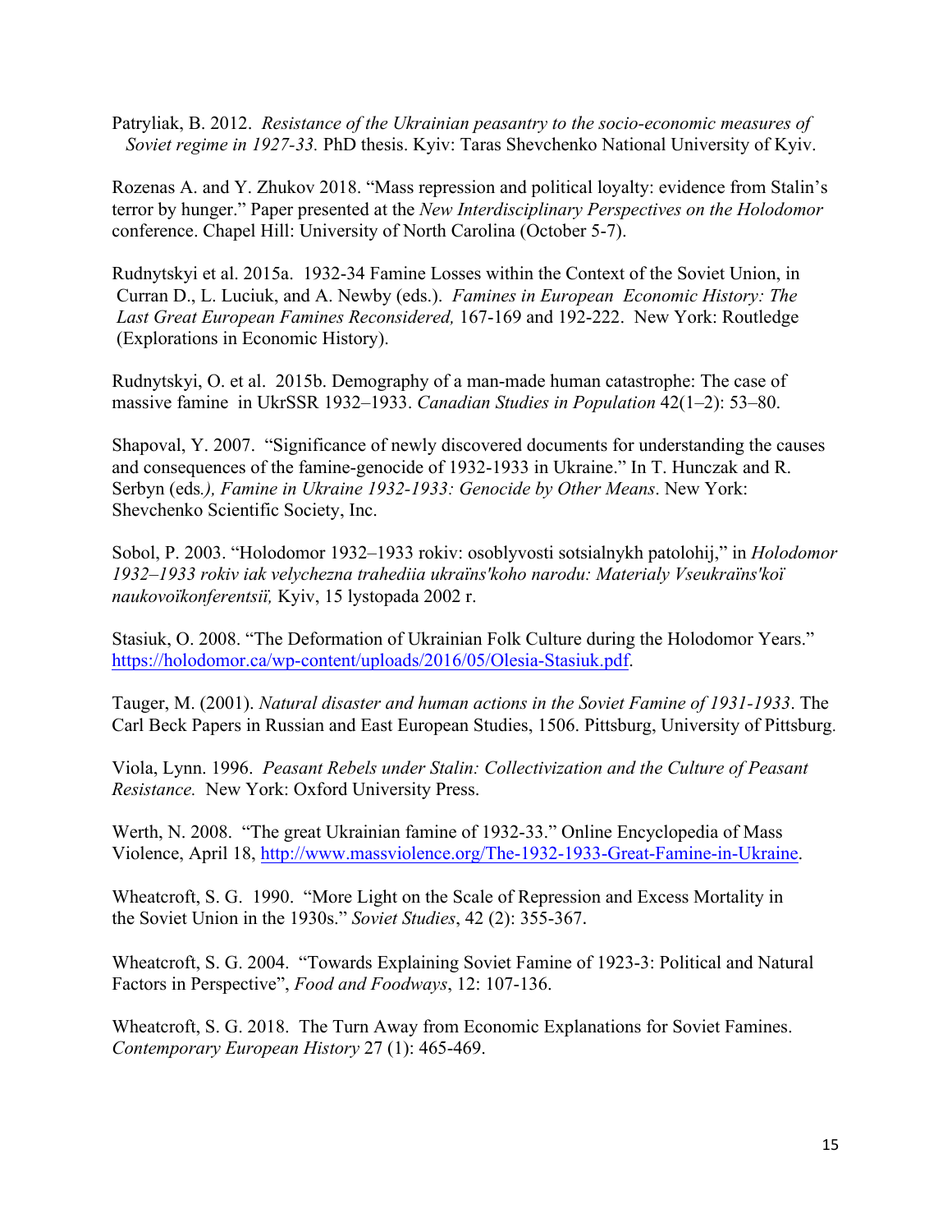Patryliak, B. 2012. *Resistance of the Ukrainian peasantry to the socio-economic measures of Soviet regime in 1927-33.* PhD thesis. Kyiv: Taras Shevchenko National University of Kyiv.

Rozenas A. and Y. Zhukov 2018. "Mass repression and political loyalty: evidence from Stalin's terror by hunger." Paper presented at the *New Interdisciplinary Perspectives on the Holodomor* conference. Chapel Hill: University of North Carolina (October 5-7).

Rudnytskyi et al. 2015a. 1932-34 Famine Losses within the Context of the Soviet Union, in Curran D., L. Luciuk, and A. Newby (eds.). *Famines in European Economic History: The Last Great European Famines Reconsidered,* 167-169 and 192-222. New York: Routledge (Explorations in Economic History).

Rudnytskyi, O. et al. 2015b. Demography of a man-made human catastrophe: The case of massive famine in UkrSSR 1932–1933. *Canadian Studies in Population* 42(1–2): 53–80.

Shapoval, Y. 2007. "Significance of newly discovered documents for understanding the causes and consequences of the famine-genocide of 1932-1933 in Ukraine." In T. Hunczak and R. Serbyn (eds*.), Famine in Ukraine 1932-1933: Genocide by Other Means*. New York: Shevchenko Scientific Society, Inc.

Sobol, P. 2003. "Holodomor 1932–1933 rokiv: osoblyvosti sotsialnykh patolohij," in *Holodomor 1932–1933 rokiv iak velychezna trahediia ukraïns'koho narodu: Materialy Vseukraïns'koï naukovoïkonferentsiï,* Kyiv, 15 lystopada 2002 r.

Stasiuk, O. 2008. "The Deformation of Ukrainian Folk Culture during the Holodomor Years." https://holodomor.ca/wp-content/uploads/2016/05/Olesia-Stasiuk.pdf.

Tauger, M. (2001). *Natural disaster and human actions in the Soviet Famine of 1931-1933*. The Carl Beck Papers in Russian and East European Studies, 1506. Pittsburg, University of Pittsburg.

Viola, Lynn. 1996. *Peasant Rebels under Stalin: Collectivization and the Culture of Peasant Resistance.* New York: Oxford University Press.

Werth, N. 2008. "The great Ukrainian famine of 1932-33." Online Encyclopedia of Mass Violence, April 18, http://www.massviolence.org/The-1932-1933-Great-Famine-in-Ukraine.

Wheatcroft, S. G. 1990. "More Light on the Scale of Repression and Excess Mortality in the Soviet Union in the 1930s." *Soviet Studies*, 42 (2): 355-367.

Wheatcroft, S. G. 2004. "Towards Explaining Soviet Famine of 1923-3: Political and Natural Factors in Perspective", *Food and Foodways*, 12: 107-136.

Wheatcroft, S. G. 2018. The Turn Away from Economic Explanations for Soviet Famines. *Contemporary European History* 27 (1): 465-469.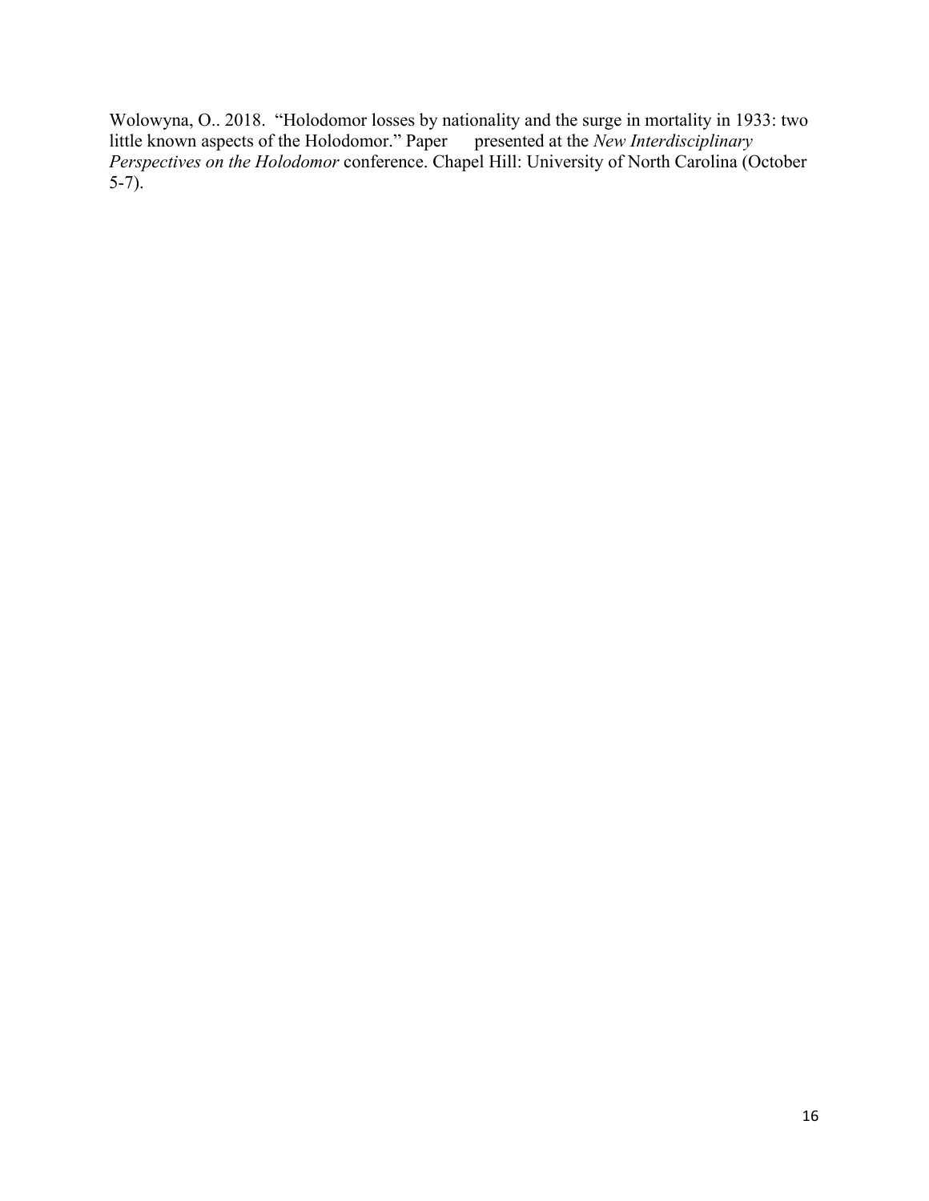Wolowyna, O.. 2018. "Holodomor losses by nationality and the surge in mortality in 1933: two little known aspects of the Holodomor." Paper presented at the *New Interdisciplinary Perspectives on the Holodomor* conference. Chapel Hill: University of North Carolina (October 5-7).